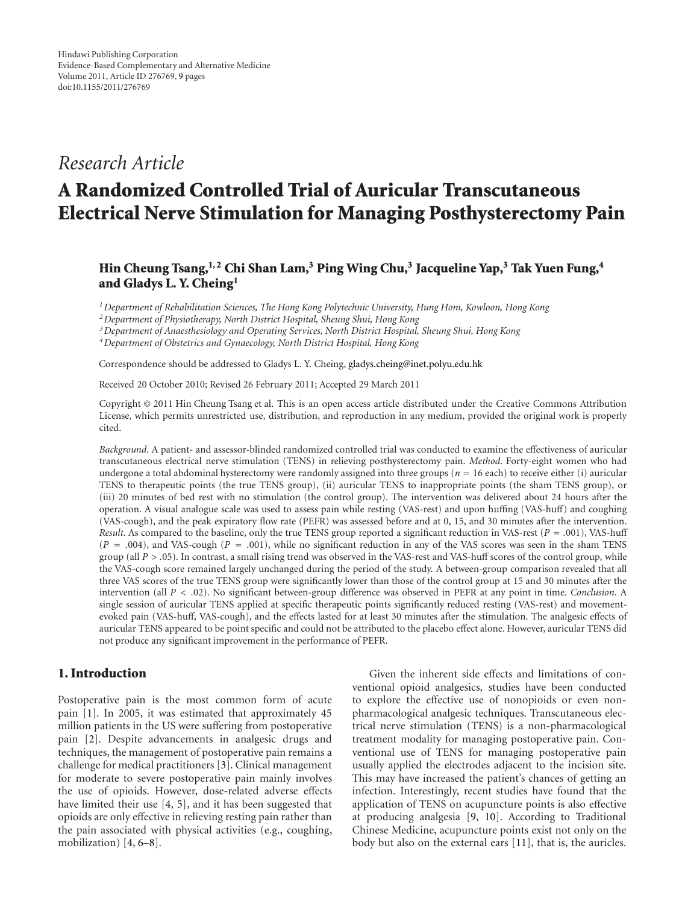Research Article

# A Randomized Controlled Trial of Auricular Transcutaneous Electrical Nerve Stimulation for Managing Posthysterectomy Pain

**Hin Cheung Tsang,[1,2] Chi Shan Lam,[3] Ping Wing Chu,[3] Jacqueline Yap,[3] Tak Yuen Fung,[4] and Gladys L. Y. Cheing[1]**

[1] *Department of Rehabilitation Sciences, The Hong Kong Polytechnic University, Hung Hom, Kowloon, Hong Kong*
[2] *Department of Physiotherapy, North District Hospital, Sheung Shui, Hong Kong*
[3] *Department of Anaesthesiology and Operating Services, North District Hospital, Sheung Shui, Hong Kong*
[4] *Department of Obstetrics and Gynaecology, North District Hospital, Hong Kong*

Correspondence should be addressed to Gladys L. Y. Cheing, gladys.cheing@inet.polyu.edu.hk

Received 20 October 2010; Revised 26 February 2011; Accepted 29 March 2011

Copyright © 2011 Hin Cheung Tsang et al. This is an open access article distributed under the Creative Commons Attribution License, which permits unrestricted use, distribution, and reproduction in any medium, provided the original work is properly cited.

*Background*. A patient- and assessor-blinded randomized controlled trial was conducted to examine the effectiveness of auricular transcutaneous electrical nerve stimulation (TENS) in relieving posthysterectomy pain. *Method*. Forty-eight women who had undergone a total abdominal hysterectomy were randomly assigned into three groups ($n = 16$ each) to receive either (i) auricular TENS to therapeutic points (the true TENS group), (ii) auricular TENS to inappropriate points (the sham TENS group), or (iii) 20 minutes of bed rest with no stimulation (the control group). The intervention was delivered about 24 hours after the operation. A visual analogue scale was used to assess pain while resting (VAS-rest) and upon huffing (VAS-huff) and coughing (VAS-cough), and the peak expiratory flow rate (PEFR) was assessed before and at 0, 15, and 30 minutes after the intervention. *Result*. As compared to the baseline, only the true TENS group reported a significant reduction in VAS-rest ($P = .001$), VAS-huff ($P = .004$), and VAS-cough ($P = .001$), while no significant reduction in any of the VAS scores was seen in the sham TENS group (all $P > .05$). In contrast, a small rising trend was observed in the VAS-rest and VAS-huff scores of the control group, while the VAS-cough score remained largely unchanged during the period of the study. A between-group comparison revealed that all three VAS scores of the true TENS group were significantly lower than those of the control group at 15 and 30 minutes after the intervention (all $P < .02$). No significant between-group difference was observed in PEFR at any point in time. *Conclusion*. A single session of auricular TENS applied at specific therapeutic points significantly reduced resting (VAS-rest) and movement-evoked pain (VAS-huff, VAS-cough), and the effects lasted for at least 30 minutes after the stimulation. The analgesic effects of auricular TENS appeared to be point specific and could not be attributed to the placebo effect alone. However, auricular TENS did not produce any significant improvement in the performance of PEFR.

## 1. Introduction

Postoperative pain is the most common form of acute pain [1]. In 2005, it was estimated that approximately 45 million patients in the US were suffering from postoperative pain [2]. Despite advancements in analgesic drugs and techniques, the management of postoperative pain remains a challenge for medical practitioners [3]. Clinical management for moderate to severe postoperative pain mainly involves the use of opioids. However, dose-related adverse effects have limited their use [4, 5], and it has been suggested that opioids are only effective in relieving resting pain rather than the pain associated with physical activities (e.g., coughing, mobilization) [4, 6–8].

Given the inherent side effects and limitations of conventional opioid analgesics, studies have been conducted to explore the effective use of nonopioids or even nonpharmacological analgesic techniques. Transcutaneous electrical nerve stimulation (TENS) is a non-pharmacological treatment modality for managing postoperative pain. Conventional use of TENS for managing postoperative pain usually applied the electrodes adjacent to the incision site. This may have increased the patient's chances of getting an infection. Interestingly, recent studies have found that the application of TENS on acupuncture points is also effective at producing analgesia [9, 10]. According to Traditional Chinese Medicine, acupuncture points exist not only on the body but also on the external ears [11], that is, the auricles.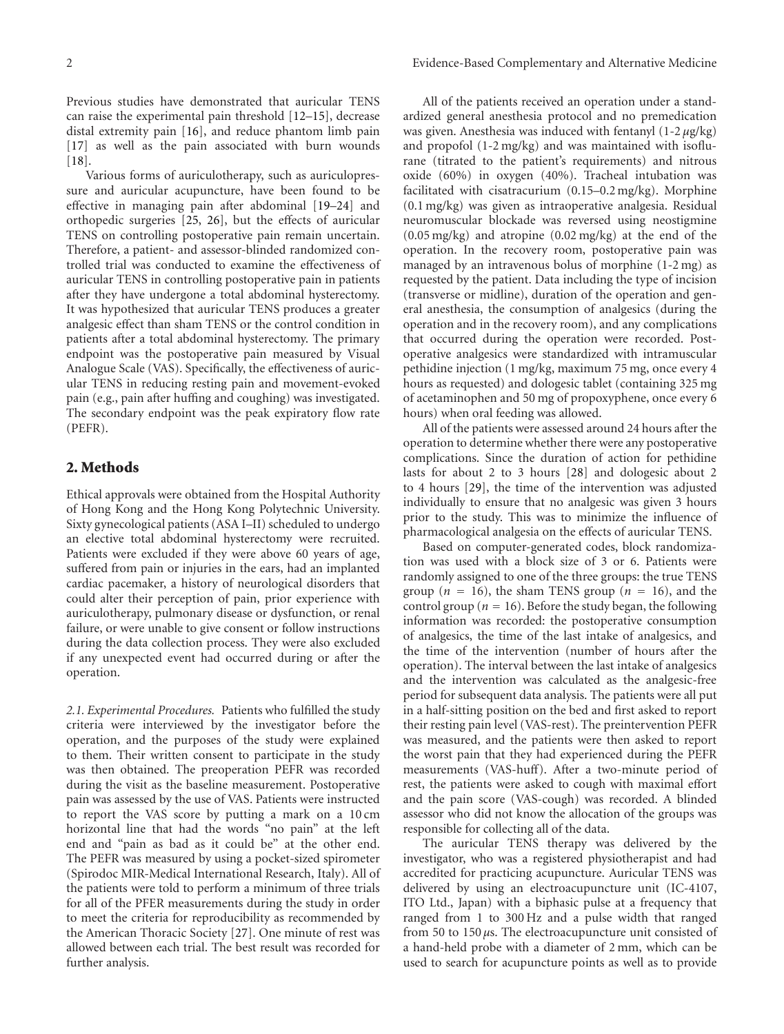Previous studies have demonstrated that auricular TENS can raise the experimental pain threshold [12–15], decrease distal extremity pain [16], and reduce phantom limb pain [17] as well as the pain associated with burn wounds [18].

Various forms of auriculotherapy, such as auriculopressure and auricular acupuncture, have been found to be effective in managing pain after abdominal [19–24] and orthopedic surgeries [25, 26], but the effects of auricular TENS on controlling postoperative pain remain uncertain. Therefore, a patient- and assessor-blinded randomized controlled trial was conducted to examine the effectiveness of auricular TENS in controlling postoperative pain in patients after they have undergone a total abdominal hysterectomy. It was hypothesized that auricular TENS produces a greater analgesic effect than sham TENS or the control condition in patients after a total abdominal hysterectomy. The primary endpoint was the postoperative pain measured by Visual Analogue Scale (VAS). Specifically, the effectiveness of auricular TENS in reducing resting pain and movement-evoked pain (e.g., pain after huffing and coughing) was investigated. The secondary endpoint was the peak expiratory flow rate (PEFR).

## 2. Methods

Ethical approvals were obtained from the Hospital Authority of Hong Kong and the Hong Kong Polytechnic University. Sixty gynecological patients (ASA I–II) scheduled to undergo an elective total abdominal hysterectomy were recruited. Patients were excluded if they were above 60 years of age, suffered from pain or injuries in the ears, had an implanted cardiac pacemaker, a history of neurological disorders that could alter their perception of pain, prior experience with auriculotherapy, pulmonary disease or dysfunction, or renal failure, or were unable to give consent or follow instructions during the data collection process. They were also excluded if any unexpected event had occurred during or after the operation.

*2.1. Experimental Procedures.* Patients who fulfilled the study criteria were interviewed by the investigator before the operation, and the purposes of the study were explained to them. Their written consent to participate in the study was then obtained. The preoperation PEFR was recorded during the visit as the baseline measurement. Postoperative pain was assessed by the use of VAS. Patients were instructed to report the VAS score by putting a mark on a 10 cm horizontal line that had the words "no pain" at the left end and "pain as bad as it could be" at the other end. The PEFR was measured by using a pocket-sized spirometer (Spirodoc MIR-Medical International Research, Italy). All of the patients were told to perform a minimum of three trials for all of the PFER measurements during the study in order to meet the criteria for reproducibility as recommended by the American Thoracic Society [27]. One minute of rest was allowed between each trial. The best result was recorded for further analysis.

All of the patients received an operation under a standardized general anesthesia protocol and no premedication was given. Anesthesia was induced with fentanyl (1-2 $\mu$g/kg) and propofol (1-2 mg/kg) and was maintained with isoflurane (titrated to the patient's requirements) and nitrous oxide (60%) in oxygen (40%). Tracheal intubation was facilitated with cisatracurium (0.15–0.2 mg/kg). Morphine (0.1 mg/kg) was given as intraoperative analgesia. Residual neuromuscular blockade was reversed using neostigmine (0.05 mg/kg) and atropine (0.02 mg/kg) at the end of the operation. In the recovery room, postoperative pain was managed by an intravenous bolus of morphine (1-2 mg) as requested by the patient. Data including the type of incision (transverse or midline), duration of the operation and general anesthesia, the consumption of analgesics (during the operation and in the recovery room), and any complications that occurred during the operation were recorded. Postoperative analgesics were standardized with intramuscular pethidine injection (1 mg/kg, maximum 75 mg, once every 4 hours as requested) and dologesic tablet (containing 325 mg of acetaminophen and 50 mg of propoxyphene, once every 6 hours) when oral feeding was allowed.

All of the patients were assessed around 24 hours after the operation to determine whether there were any postoperative complications. Since the duration of action for pethidine lasts for about 2 to 3 hours [28] and dologesic about 2 to 4 hours [29], the time of the intervention was adjusted individually to ensure that no analgesic was given 3 hours prior to the study. This was to minimize the influence of pharmacological analgesia on the effects of auricular TENS.

Based on computer-generated codes, block randomization was used with a block size of 3 or 6. Patients were randomly assigned to one of the three groups: the true TENS group ($n = 16$), the sham TENS group ($n = 16$), and the control group ($n = 16$). Before the study began, the following information was recorded: the postoperative consumption of analgesics, the time of the last intake of analgesics, and the time of the intervention (number of hours after the operation). The interval between the last intake of analgesics and the intervention was calculated as the analgesic-free period for subsequent data analysis. The patients were all put in a half-sitting position on the bed and first asked to report their resting pain level (VAS-rest). The preintervention PEFR was measured, and the patients were then asked to report the worst pain that they had experienced during the PEFR measurements (VAS-huff). After a two-minute period of rest, the patients were asked to cough with maximal effort and the pain score (VAS-cough) was recorded. A blinded assessor who did not know the allocation of the groups was responsible for collecting all of the data.

The auricular TENS therapy was delivered by the investigator, who was a registered physiotherapist and had accredited for practicing acupuncture. Auricular TENS was delivered by using an electroacupuncture unit (IC-4107, ITO Ltd., Japan) with a biphasic pulse at a frequency that ranged from 1 to 300 Hz and a pulse width that ranged from 50 to 150 $\mu$s. The electroacupuncture unit consisted of a hand-held probe with a diameter of 2 mm, which can be used to search for acupuncture points as well as to provide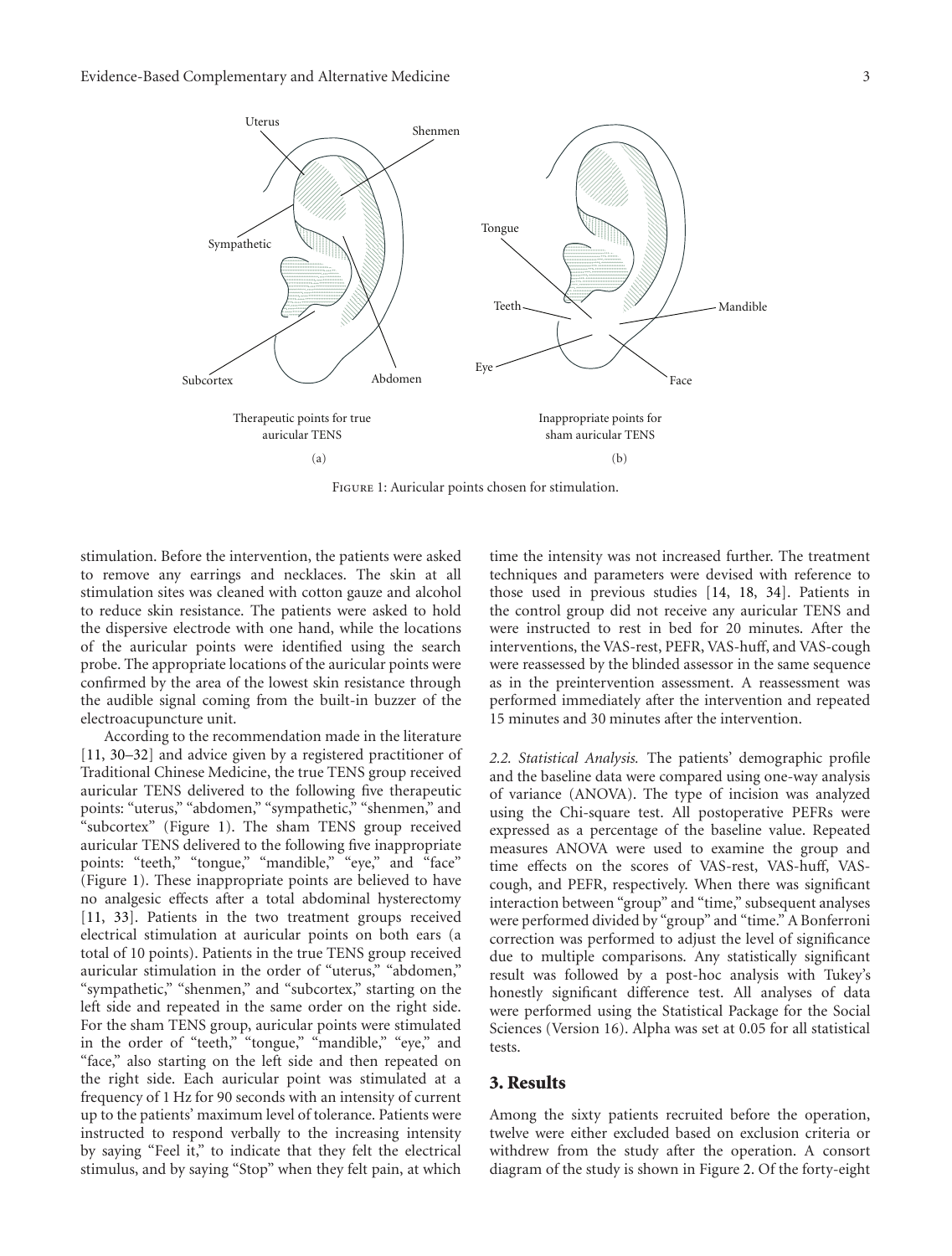Figure 1: Auricular points chosen for stimulation.

stimulation. Before the intervention, the patients were asked to remove any earrings and necklaces. The skin at all stimulation sites was cleaned with cotton gauze and alcohol to reduce skin resistance. The patients were asked to hold the dispersive electrode with one hand, while the locations of the auricular points were identified using the search probe. The appropriate locations of the auricular points were confirmed by the area of the lowest skin resistance through the audible signal coming from the built-in buzzer of the electroacupuncture unit.

According to the recommendation made in the literature [11, 30–32] and advice given by a registered practitioner of Traditional Chinese Medicine, the true TENS group received auricular TENS delivered to the following five therapeutic points: "uterus," "abdomen," "sympathetic," "shenmen," and "subcortex" (Figure 1). The sham TENS group received auricular TENS delivered to the following five inappropriate points: "teeth," "tongue," "mandible," "eye," and "face" (Figure 1). These inappropriate points are believed to have no analgesic effects after a total abdominal hysterectomy [11, 33]. Patients in the two treatment groups received electrical stimulation at auricular points on both ears (a total of 10 points). Patients in the true TENS group received auricular stimulation in the order of "uterus," "abdomen," "sympathetic," "shenmen," and "subcortex," starting on the left side and repeated in the same order on the right side. For the sham TENS group, auricular points were stimulated in the order of "teeth," "tongue," "mandible," "eye," and "face," also starting on the left side and then repeated on the right side. Each auricular point was stimulated at a frequency of 1 Hz for 90 seconds with an intensity of current up to the patients' maximum level of tolerance. Patients were instructed to respond verbally to the increasing intensity by saying "Feel it," to indicate that they felt the electrical stimulus, and by saying "Stop" when they felt pain, at which time the intensity was not increased further. The treatment techniques and parameters were devised with reference to those used in previous studies [14, 18, 34]. Patients in the control group did not receive any auricular TENS and were instructed to rest in bed for 20 minutes. After the interventions, the VAS-rest, PEFR, VAS-huff, and VAS-cough were reassessed by the blinded assessor in the same sequence as in the preintervention assessment. A reassessment was performed immediately after the intervention and repeated 15 minutes and 30 minutes after the intervention.

*2.2. Statistical Analysis.* The patients' demographic profile and the baseline data were compared using one-way analysis of variance (ANOVA). The type of incision was analyzed using the Chi-square test. All postoperative PEFRs were expressed as a percentage of the baseline value. Repeated measures ANOVA were used to examine the group and time effects on the scores of VAS-rest, VAS-huff, VAS-cough, and PEFR, respectively. When there was significant interaction between "group" and "time," subsequent analyses were performed divided by "group" and "time." A Bonferroni correction was performed to adjust the level of significance due to multiple comparisons. Any statistically significant result was followed by a post-hoc analysis with Tukey's honestly significant difference test. All analyses of data were performed using the Statistical Package for the Social Sciences (Version 16). Alpha was set at 0.05 for all statistical tests.

## 3. Results

Among the sixty patients recruited before the operation, twelve were either excluded based on exclusion criteria or withdrew from the study after the operation. A consort diagram of the study is shown in Figure 2. Of the forty-eight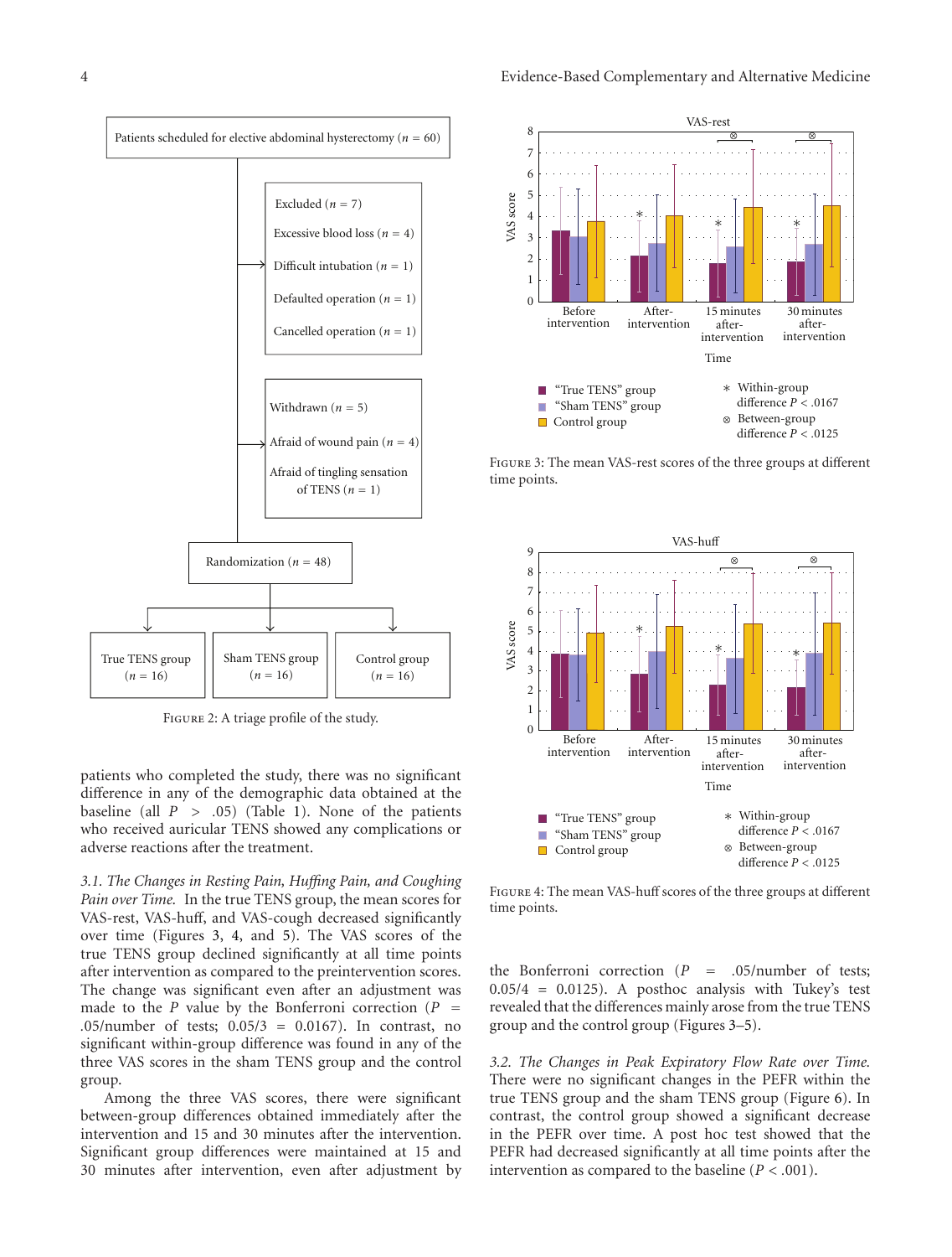Patients scheduled for elective abdominal hysterectomy ($n$ = 60)

Excluded ($n$ = 7)
Excessive blood loss ($n$ = 4)
Difficult intubation ($n$ = 1)
Defaulted operation ($n$ = 1)
Cancelled operation ($n$ = 1)

Withdrawn ($n$ = 5)
Afraid of wound pain ($n$ = 4)
Afraid of tingling sensation of TENS ($n$ = 1)

Randomization ($n$ = 48)

True TENS group ($n$ = 16) | Sham TENS group ($n$ = 16) | Control group ($n$ = 16)

Figure 2: A triage profile of the study.

patients who completed the study, there was no significant difference in any of the demographic data obtained at the baseline (all $P > .05$) (Table 1). None of the patients who received auricular TENS showed any complications or adverse reactions after the treatment.

*3.1. The Changes in Resting Pain, Huffing Pain, and Coughing Pain over Time.* In the true TENS group, the mean scores for VAS-rest, VAS-huff, and VAS-cough decreased significantly over time (Figures 3, 4, and 5). The VAS scores of the true TENS group declined significantly at all time points after intervention as compared to the preintervention scores. The change was significant even after an adjustment was made to the $P$ value by the Bonferroni correction ($P$ = .05/number of tests; 0.05/3 = 0.0167). In contrast, no significant within-group difference was found in any of the three VAS scores in the sham TENS group and the control group.

Among the three VAS scores, there were significant between-group differences obtained immediately after the intervention and 15 and 30 minutes after the intervention. Significant group differences were maintained at 15 and 30 minutes after intervention, even after adjustment by the Bonferroni correction ($P$ = .05/number of tests; 0.05/4 = 0.0125). A posthoc analysis with Tukey's test revealed that the differences mainly arose from the true TENS group and the control group (Figures 3–5).

Figure 3: The mean VAS-rest scores of the three groups at different time points.

Figure 4: The mean VAS-huff scores of the three groups at different time points.

*3.2. The Changes in Peak Expiratory Flow Rate over Time.* There were no significant changes in the PEFR within the true TENS group and the sham TENS group (Figure 6). In contrast, the control group showed a significant decrease in the PEFR over time. A post hoc test showed that the PEFR had decreased significantly at all time points after the intervention as compared to the baseline ($P < .001$).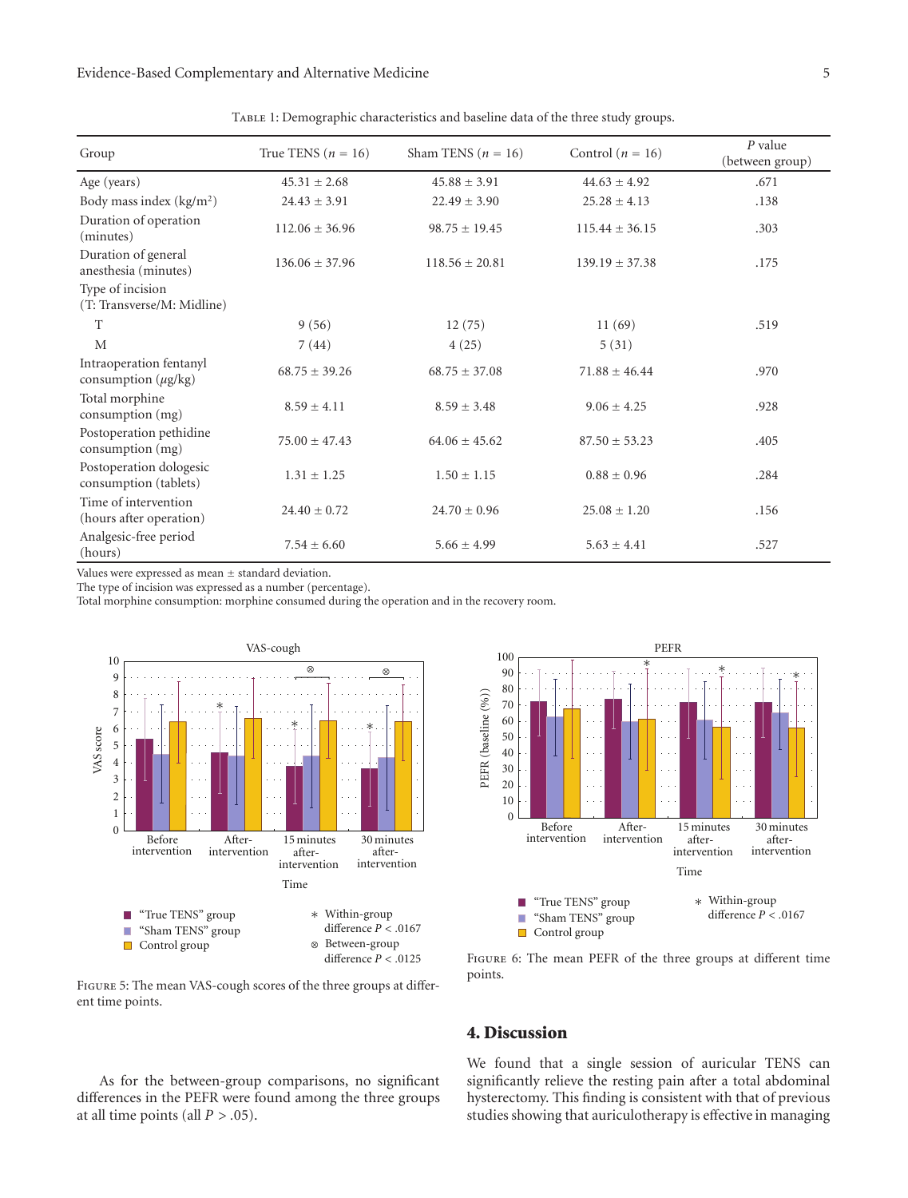Table 1: Demographic characteristics and baseline data of the three study groups.

| Group | True TENS ($n = 16$) | Sham TENS ($n = 16$) | Control ($n = 16$) | $P$ value (between group) |
|---|---|---|---|---|
| Age (years) | 45.31 ± 2.68 | 45.88 ± 3.91 | 44.63 ± 4.92 | .671 |
| Body mass index (kg/m$^2$) | 24.43 ± 3.91 | 22.49 ± 3.90 | 25.28 ± 4.13 | .138 |
| Duration of operation (minutes) | 112.06 ± 36.96 | 98.75 ± 19.45 | 115.44 ± 36.15 | .303 |
| Duration of general anesthesia (minutes) | 136.06 ± 37.96 | 118.56 ± 20.81 | 139.19 ± 37.38 | .175 |
| Type of incision (T: Transverse/M: Midline) | | | | |
| T | 9 (56) | 12 (75) | 11 (69) | .519 |
| M | 7 (44) | 4 (25) | 5 (31) | |
| Intraoperation fentanyl consumption ($\mu$g/kg) | 68.75 ± 39.26 | 68.75 ± 37.08 | 71.88 ± 46.44 | .970 |
| Total morphine consumption (mg) | 8.59 ± 4.11 | 8.59 ± 3.48 | 9.06 ± 4.25 | .928 |
| Postoperation pethidine consumption (mg) | 75.00 ± 47.43 | 64.06 ± 45.62 | 87.50 ± 53.23 | .405 |
| Postoperation dologesic consumption (tablets) | 1.31 ± 1.25 | 1.50 ± 1.15 | 0.88 ± 0.96 | .284 |
| Time of intervention (hours after operation) | 24.40 ± 0.72 | 24.70 ± 0.96 | 25.08 ± 1.20 | .156 |
| Analgesic-free period (hours) | 7.54 ± 6.60 | 5.66 ± 4.99 | 5.63 ± 4.41 | .527 |

Values were expressed as mean ± standard deviation.
The type of incision was expressed as a number (percentage).
Total morphine consumption: morphine consumed during the operation and in the recovery room.

Figure 5: The mean VAS-cough scores of the three groups at different time points.

Figure 6: The mean PEFR of the three groups at different time points.

As for the between-group comparisons, no significant differences in the PEFR were found among the three groups at all time points (all $P > .05$).

## 4. Discussion

We found that a single session of auricular TENS can significantly relieve the resting pain after a total abdominal hysterectomy. This finding is consistent with that of previous studies showing that auriculotherapy is effective in managing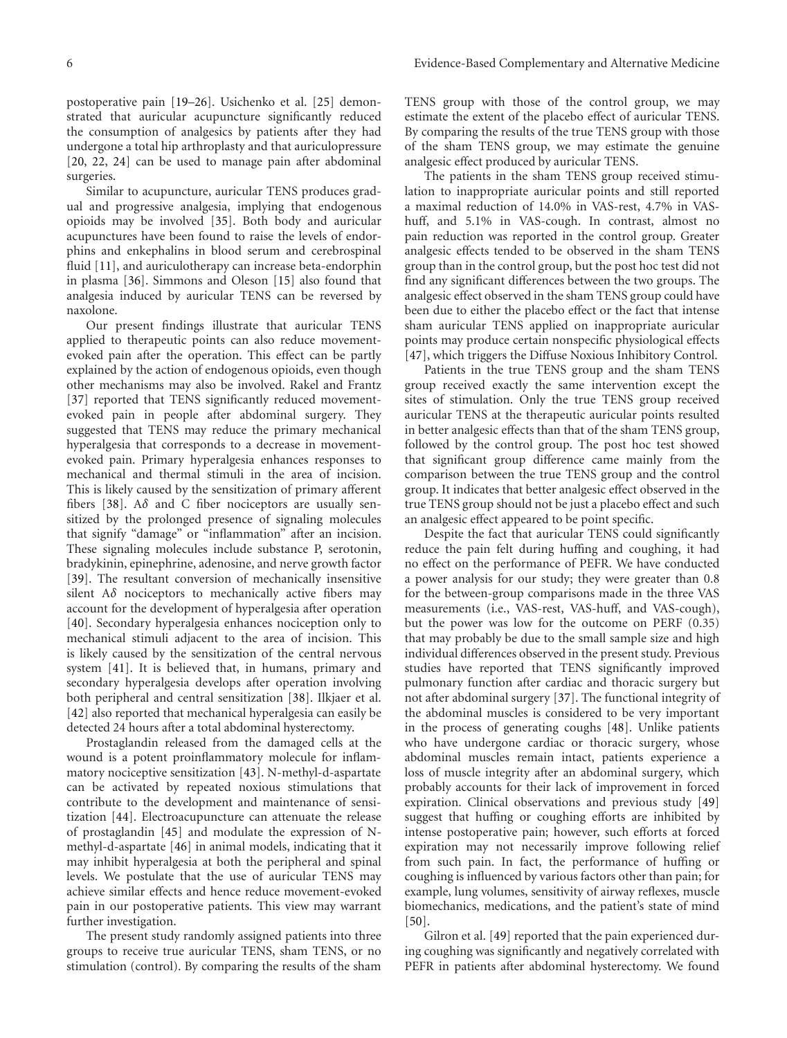postoperative pain [19–26]. Usichenko et al. [25] demonstrated that auricular acupuncture significantly reduced the consumption of analgesics by patients after they had undergone a total hip arthroplasty and that auriculopressure [20, 22, 24] can be used to manage pain after abdominal surgeries.

Similar to acupuncture, auricular TENS produces gradual and progressive analgesia, implying that endogenous opioids may be involved [35]. Both body and auricular acupunctures have been found to raise the levels of endorphins and enkephalins in blood serum and cerebrospinal fluid [11], and auriculotherapy can increase beta-endorphin in plasma [36]. Simmons and Oleson [15] also found that analgesia induced by auricular TENS can be reversed by naxolone.

Our present findings illustrate that auricular TENS applied to therapeutic points can also reduce movement-evoked pain after the operation. This effect can be partly explained by the action of endogenous opioids, even though other mechanisms may also be involved. Rakel and Frantz [37] reported that TENS significantly reduced movement-evoked pain in people after abdominal surgery. They suggested that TENS may reduce the primary mechanical hyperalgesia that corresponds to a decrease in movement-evoked pain. Primary hyperalgesia enhances responses to mechanical and thermal stimuli in the area of incision. This is likely caused by the sensitization of primary afferent fibers [38]. A$\delta$ and C fiber nociceptors are usually sensitized by the prolonged presence of signaling molecules that signify "damage" or "inflammation" after an incision. These signaling molecules include substance P, serotonin, bradykinin, epinephrine, adenosine, and nerve growth factor [39]. The resultant conversion of mechanically insensitive silent A$\delta$ nociceptors to mechanically active fibers may account for the development of hyperalgesia after operation [40]. Secondary hyperalgesia enhances nociception only to mechanical stimuli adjacent to the area of incision. This is likely caused by the sensitization of the central nervous system [41]. It is believed that, in humans, primary and secondary hyperalgesia develops after operation involving both peripheral and central sensitization [38]. Ilkjaer et al. [42] also reported that mechanical hyperalgesia can easily be detected 24 hours after a total abdominal hysterectomy.

Prostaglandin released from the damaged cells at the wound is a potent proinflammatory molecule for inflammatory nociceptive sensitization [43]. N-methyl-d-aspartate can be activated by repeated noxious stimulations that contribute to the development and maintenance of sensitization [44]. Electroacupuncture can attenuate the release of prostaglandin [45] and modulate the expression of N-methyl-d-aspartate [46] in animal models, indicating that it may inhibit hyperalgesia at both the peripheral and spinal levels. We postulate that the use of auricular TENS may achieve similar effects and hence reduce movement-evoked pain in our postoperative patients. This view may warrant further investigation.

The present study randomly assigned patients into three groups to receive true auricular TENS, sham TENS, or no stimulation (control). By comparing the results of the sham TENS group with those of the control group, we may estimate the extent of the placebo effect of auricular TENS. By comparing the results of the true TENS group with those of the sham TENS group, we may estimate the genuine analgesic effect produced by auricular TENS.

The patients in the sham TENS group received stimulation to inappropriate auricular points and still reported a maximal reduction of 14.0% in VAS-rest, 4.7% in VAS-huff, and 5.1% in VAS-cough. In contrast, almost no pain reduction was reported in the control group. Greater analgesic effects tended to be observed in the sham TENS group than in the control group, but the post hoc test did not find any significant differences between the two groups. The analgesic effect observed in the sham TENS group could have been due to either the placebo effect or the fact that intense sham auricular TENS applied on inappropriate auricular points may produce certain nonspecific physiological effects [47], which triggers the Diffuse Noxious Inhibitory Control.

Patients in the true TENS group and the sham TENS group received exactly the same intervention except the sites of stimulation. Only the true TENS group received auricular TENS at the therapeutic auricular points resulted in better analgesic effects than that of the sham TENS group, followed by the control group. The post hoc test showed that significant group difference came mainly from the comparison between the true TENS group and the control group. It indicates that better analgesic effect observed in the true TENS group should not be just a placebo effect and such an analgesic effect appeared to be point specific.

Despite the fact that auricular TENS could significantly reduce the pain felt during huffing and coughing, it had no effect on the performance of PEFR. We have conducted a power analysis for our study; they were greater than 0.8 for the between-group comparisons made in the three VAS measurements (i.e., VAS-rest, VAS-huff, and VAS-cough), but the power was low for the outcome on PERF (0.35) that may probably be due to the small sample size and high individual differences observed in the present study. Previous studies have reported that TENS significantly improved pulmonary function after cardiac and thoracic surgery but not after abdominal surgery [37]. The functional integrity of the abdominal muscles is considered to be very important in the process of generating coughs [48]. Unlike patients who have undergone cardiac or thoracic surgery, whose abdominal muscles remain intact, patients experience a loss of muscle integrity after an abdominal surgery, which probably accounts for their lack of improvement in forced expiration. Clinical observations and previous study [49] suggest that huffing or coughing efforts are inhibited by intense postoperative pain; however, such efforts at forced expiration may not necessarily improve following relief from such pain. In fact, the performance of huffing or coughing is influenced by various factors other than pain; for example, lung volumes, sensitivity of airway reflexes, muscle biomechanics, medications, and the patient's state of mind [50].

Gilron et al. [49] reported that the pain experienced during coughing was significantly and negatively correlated with PEFR in patients after abdominal hysterectomy. We found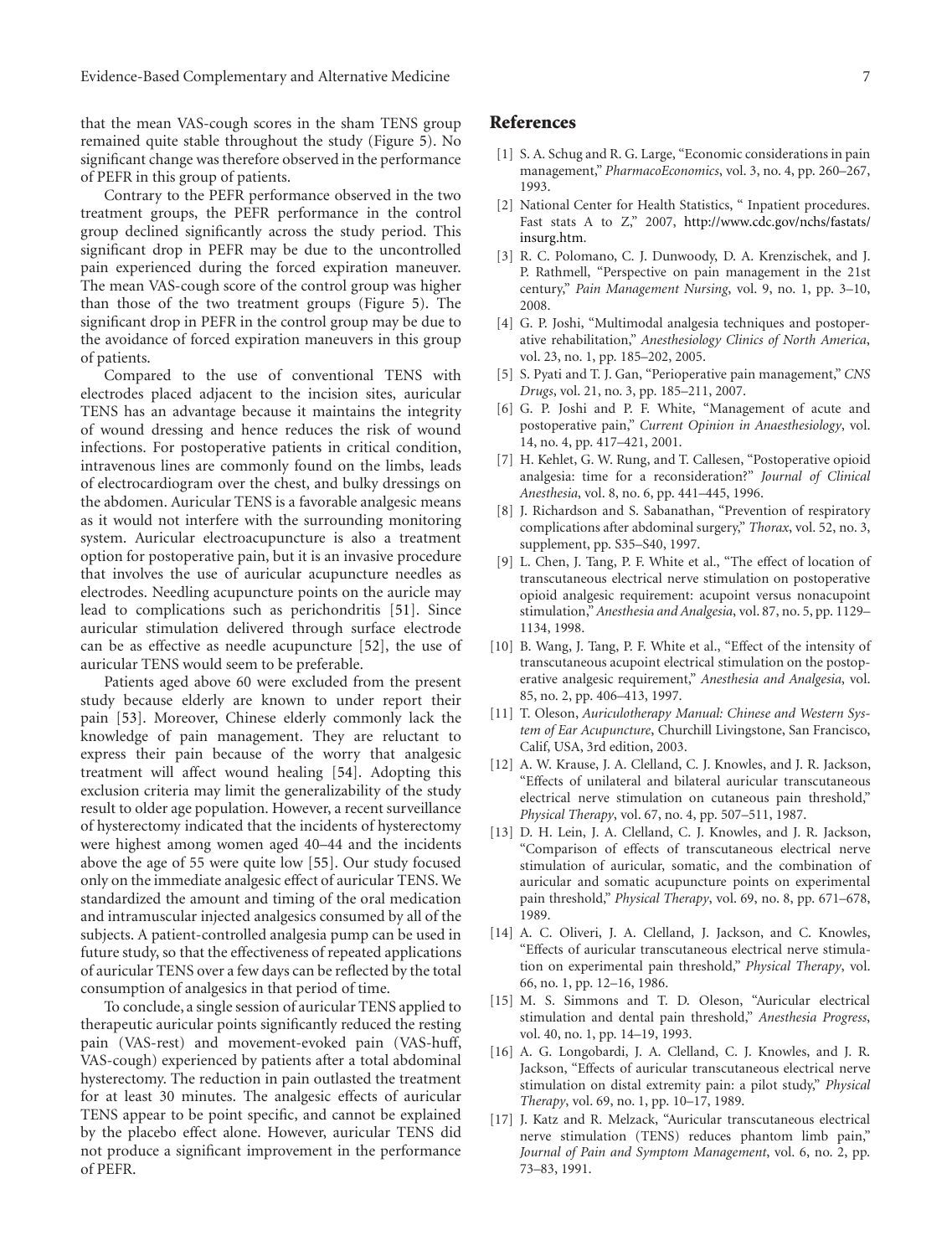that the mean VAS-cough scores in the sham TENS group remained quite stable throughout the study (Figure 5). No significant change was therefore observed in the performance of PEFR in this group of patients.

Contrary to the PEFR performance observed in the two treatment groups, the PEFR performance in the control group declined significantly across the study period. This significant drop in PEFR may be due to the uncontrolled pain experienced during the forced expiration maneuver. The mean VAS-cough score of the control group was higher than those of the two treatment groups (Figure 5). The significant drop in PEFR in the control group may be due to the avoidance of forced expiration maneuvers in this group of patients.

Compared to the use of conventional TENS with electrodes placed adjacent to the incision sites, auricular TENS has an advantage because it maintains the integrity of wound dressing and hence reduces the risk of wound infections. For postoperative patients in critical condition, intravenous lines are commonly found on the limbs, leads of electrocardiogram over the chest, and bulky dressings on the abdomen. Auricular TENS is a favorable analgesic means as it would not interfere with the surrounding monitoring system. Auricular electroacupuncture is also a treatment option for postoperative pain, but it is an invasive procedure that involves the use of auricular acupuncture needles as electrodes. Needling acupuncture points on the auricle may lead to complications such as perichondritis [51]. Since auricular stimulation delivered through surface electrode can be as effective as needle acupuncture [52], the use of auricular TENS would seem to be preferable.

Patients aged above 60 were excluded from the present study because elderly are known to under report their pain [53]. Moreover, Chinese elderly commonly lack the knowledge of pain management. They are reluctant to express their pain because of the worry that analgesic treatment will affect wound healing [54]. Adopting this exclusion criteria may limit the generalizability of the study result to older age population. However, a recent surveillance of hysterectomy indicated that the incidents of hysterectomy were highest among women aged 40–44 and the incidents above the age of 55 were quite low [55]. Our study focused only on the immediate analgesic effect of auricular TENS. We standardized the amount and timing of the oral medication and intramuscular injected analgesics consumed by all of the subjects. A patient-controlled analgesia pump can be used in future study, so that the effectiveness of repeated applications of auricular TENS over a few days can be reflected by the total consumption of analgesics in that period of time.

To conclude, a single session of auricular TENS applied to therapeutic auricular points significantly reduced the resting pain (VAS-rest) and movement-evoked pain (VAS-huff, VAS-cough) experienced by patients after a total abdominal hysterectomy. The reduction in pain outlasted the treatment for at least 30 minutes. The analgesic effects of auricular TENS appear to be point specific, and cannot be explained by the placebo effect alone. However, auricular TENS did not produce a significant improvement in the performance of PEFR.

## References

[1] S. A. Schug and R. G. Large, "Economic considerations in pain management," *PharmacoEconomics*, vol. 3, no. 4, pp. 260–267, 1993.

[2] National Center for Health Statistics, " Inpatient procedures. Fast stats A to Z," 2007, http://www.cdc.gov/nchs/fastats/insurg.htm.

[3] R. C. Polomano, C. J. Dunwoody, D. A. Krenzischek, and J. P. Rathmell, "Perspective on pain management in the 21st century," *Pain Management Nursing*, vol. 9, no. 1, pp. 3–10, 2008.

[4] G. P. Joshi, "Multimodal analgesia techniques and postoperative rehabilitation," *Anesthesiology Clinics of North America*, vol. 23, no. 1, pp. 185–202, 2005.

[5] S. Pyati and T. J. Gan, "Perioperative pain management," *CNS Drugs*, vol. 21, no. 3, pp. 185–211, 2007.

[6] G. P. Joshi and P. F. White, "Management of acute and postoperative pain," *Current Opinion in Anaesthesiology*, vol. 14, no. 4, pp. 417–421, 2001.

[7] H. Kehlet, G. W. Rung, and T. Callesen, "Postoperative opioid analgesia: time for a reconsideration?" *Journal of Clinical Anesthesia*, vol. 8, no. 6, pp. 441–445, 1996.

[8] J. Richardson and S. Sabanathan, "Prevention of respiratory complications after abdominal surgery," *Thorax*, vol. 52, no. 3, supplement, pp. S35–S40, 1997.

[9] L. Chen, J. Tang, P. F. White et al., "The effect of location of transcutaneous electrical nerve stimulation on postoperative opioid analgesic requirement: acupoint versus nonacupoint stimulation," *Anesthesia and Analgesia*, vol. 87, no. 5, pp. 1129–1134, 1998.

[10] B. Wang, J. Tang, P. F. White et al., "Effect of the intensity of transcutaneous acupoint electrical stimulation on the postoperative analgesic requirement," *Anesthesia and Analgesia*, vol. 85, no. 2, pp. 406–413, 1997.

[11] T. Oleson, *Auriculotherapy Manual: Chinese and Western System of Ear Acupuncture*, Churchill Livingstone, San Francisco, Calif, USA, 3rd edition, 2003.

[12] A. W. Krause, J. A. Clelland, C. J. Knowles, and J. R. Jackson, "Effects of unilateral and bilateral auricular transcutaneous electrical nerve stimulation on cutaneous pain threshold," *Physical Therapy*, vol. 67, no. 4, pp. 507–511, 1987.

[13] D. H. Lein, J. A. Clelland, C. J. Knowles, and J. R. Jackson, "Comparison of effects of transcutaneous electrical nerve stimulation of auricular, somatic, and the combination of auricular and somatic acupuncture points on experimental pain threshold," *Physical Therapy*, vol. 69, no. 8, pp. 671–678, 1989.

[14] A. C. Oliveri, J. A. Clelland, J. Jackson, and C. Knowles, "Effects of auricular transcutaneous electrical nerve stimulation on experimental pain threshold," *Physical Therapy*, vol. 66, no. 1, pp. 12–16, 1986.

[15] M. S. Simmons and T. D. Oleson, "Auricular electrical stimulation and dental pain threshold," *Anesthesia Progress*, vol. 40, no. 1, pp. 14–19, 1993.

[16] A. G. Longobardi, J. A. Clelland, C. J. Knowles, and J. R. Jackson, "Effects of auricular transcutaneous electrical nerve stimulation on distal extremity pain: a pilot study," *Physical Therapy*, vol. 69, no. 1, pp. 10–17, 1989.

[17] J. Katz and R. Melzack, "Auricular transcutaneous electrical nerve stimulation (TENS) reduces phantom limb pain," *Journal of Pain and Symptom Management*, vol. 6, no. 2, pp. 73–83, 1991.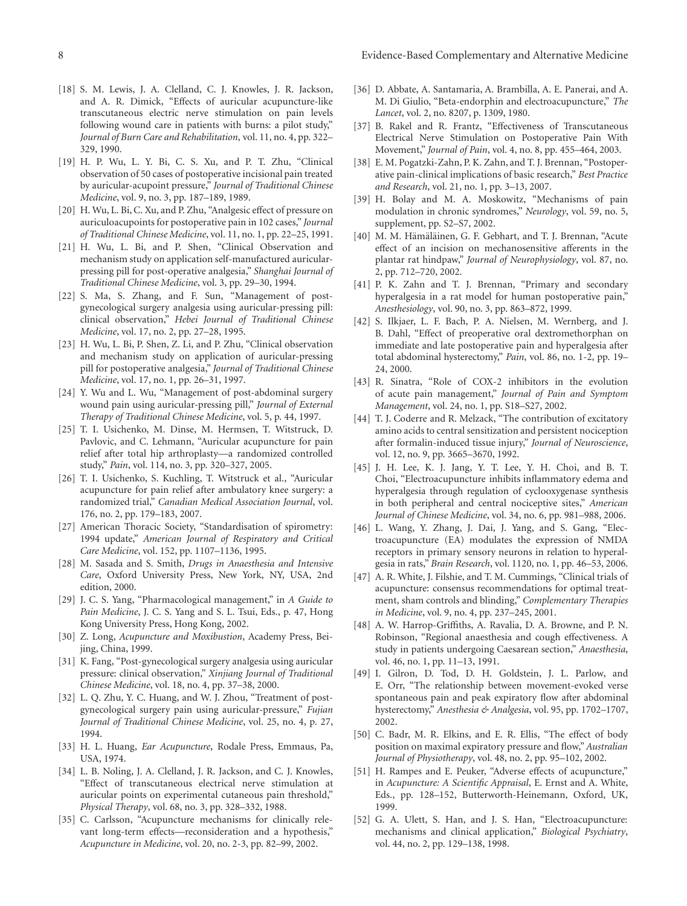[18] S. M. Lewis, J. A. Clelland, C. J. Knowles, J. R. Jackson, and A. R. Dimick, "Effects of auricular acupuncture-like transcutaneous electric nerve stimulation on pain levels following wound care in patients with burns: a pilot study," *Journal of Burn Care and Rehabilitation*, vol. 11, no. 4, pp. 322–329, 1990.

[19] H. P. Wu, L. Y. Bi, C. S. Xu, and P. T. Zhu, "Clinical observation of 50 cases of postoperative incisional pain treated by auricular-acupoint pressure," *Journal of Traditional Chinese Medicine*, vol. 9, no. 3, pp. 187–189, 1989.

[20] H. Wu, L. Bi, C. Xu, and P. Zhu, "Analgesic effect of pressure on auriculoacupoints for postoperative pain in 102 cases," *Journal of Traditional Chinese Medicine*, vol. 11, no. 1, pp. 22–25, 1991.

[21] H. Wu, L. Bi, and P. Shen, "Clinical Observation and mechanism study on application self-manufactured auricular-pressing pill for post-operative analgesia," *Shanghai Journal of Traditional Chinese Medicine*, vol. 3, pp. 29–30, 1994.

[22] S. Ma, S. Zhang, and F. Sun, "Management of post-gynecological surgery analgesia using auricular-pressing pill: clinical observation," *Hebei Journal of Traditional Chinese Medicine*, vol. 17, no. 2, pp. 27–28, 1995.

[23] H. Wu, L. Bi, P. Shen, Z. Li, and P. Zhu, "Clinical observation and mechanism study on application of auricular-pressing pill for postoperative analgesia," *Journal of Traditional Chinese Medicine*, vol. 17, no. 1, pp. 26–31, 1997.

[24] Y. Wu and L. Wu, "Management of post-abdominal surgery wound pain using auricular-pressing pill," *Journal of External Therapy of Traditional Chinese Medicine*, vol. 5, p. 44, 1997.

[25] T. I. Usichenko, M. Dinse, M. Hermsen, T. Witstruck, D. Pavlovic, and C. Lehmann, "Auricular acupuncture for pain relief after total hip arthroplasty—a randomized controlled study," *Pain*, vol. 114, no. 3, pp. 320–327, 2005.

[26] T. I. Usichenko, S. Kuchling, T. Witstruck et al., "Auricular acupuncture for pain relief after ambulatory knee surgery: a randomized trial," *Canadian Medical Association Journal*, vol. 176, no. 2, pp. 179–183, 2007.

[27] American Thoracic Society, "Standardisation of spirometry: 1994 update," *American Journal of Respiratory and Critical Care Medicine*, vol. 152, pp. 1107–1136, 1995.

[28] M. Sasada and S. Smith, *Drugs in Anaesthesia and Intensive Care*, Oxford University Press, New York, NY, USA, 2nd edition, 2000.

[29] J. C. S. Yang, "Pharmacological management," in *A Guide to Pain Medicine*, J. C. S. Yang and S. L. Tsui, Eds., p. 47, Hong Kong University Press, Hong Kong, 2002.

[30] Z. Long, *Acupuncture and Moxibustion*, Academy Press, Beijing, China, 1999.

[31] K. Fang, "Post-gynecological surgery analgesia using auricular pressure: clinical observation," *Xinjiang Journal of Traditional Chinese Medicine*, vol. 18, no. 4, pp. 37–38, 2000.

[32] L. Q. Zhu, Y. C. Huang, and W. J. Zhou, "Treatment of post-gynecological surgery pain using auricular-pressure," *Fujian Journal of Traditional Chinese Medicine*, vol. 25, no. 4, p. 27, 1994.

[33] H. L. Huang, *Ear Acupuncture*, Rodale Press, Emmaus, Pa, USA, 1974.

[34] L. B. Noling, J. A. Clelland, J. R. Jackson, and C. J. Knowles, "Effect of transcutaneous electrical nerve stimulation at auricular points on experimental cutaneous pain threshold," *Physical Therapy*, vol. 68, no. 3, pp. 328–332, 1988.

[35] C. Carlsson, "Acupuncture mechanisms for clinically relevant long-term effects—reconsideration and a hypothesis," *Acupuncture in Medicine*, vol. 20, no. 2-3, pp. 82–99, 2002.

[36] D. Abbate, A. Santamaria, A. Brambilla, A. E. Panerai, and A. M. Di Giulio, "Beta-endorphin and electroacupuncture," *The Lancet*, vol. 2, no. 8207, p. 1309, 1980.

[37] B. Rakel and R. Frantz, "Effectiveness of Transcutaneous Electrical Nerve Stimulation on Postoperative Pain With Movement," *Journal of Pain*, vol. 4, no. 8, pp. 455–464, 2003.

[38] E. M. Pogatzki-Zahn, P. K. Zahn, and T. J. Brennan, "Postoperative pain-clinical implications of basic research," *Best Practice and Research*, vol. 21, no. 1, pp. 3–13, 2007.

[39] H. Bolay and M. A. Moskowitz, "Mechanisms of pain modulation in chronic syndromes," *Neurology*, vol. 59, no. 5, supplement, pp. S2–S7, 2002.

[40] M. M. Hämäläinen, G. F. Gebhart, and T. J. Brennan, "Acute effect of an incision on mechanosensitive afferents in the plantar rat hindpaw," *Journal of Neurophysiology*, vol. 87, no. 2, pp. 712–720, 2002.

[41] P. K. Zahn and T. J. Brennan, "Primary and secondary hyperalgesia in a rat model for human postoperative pain," *Anesthesiology*, vol. 90, no. 3, pp. 863–872, 1999.

[42] S. Ilkjaer, L. F. Bach, P. A. Nielsen, M. Wernberg, and J. B. Dahl, "Effect of preoperative oral dextromethorphan on immediate and late postoperative pain and hyperalgesia after total abdominal hysterectomy," *Pain*, vol. 86, no. 1-2, pp. 19–24, 2000.

[43] R. Sinatra, "Role of COX-2 inhibitors in the evolution of acute pain management," *Journal of Pain and Symptom Management*, vol. 24, no. 1, pp. S18–S27, 2002.

[44] T. J. Coderre and R. Melzack, "The contribution of excitatory amino acids to central sensitization and persistent nociception after formalin-induced tissue injury," *Journal of Neuroscience*, vol. 12, no. 9, pp. 3665–3670, 1992.

[45] J. H. Lee, K. J. Jang, Y. T. Lee, Y. H. Choi, and B. T. Choi, "Electroacupuncture inhibits inflammatory edema and hyperalgesia through regulation of cyclooxygenase synthesis in both peripheral and central nociceptive sites," *American Journal of Chinese Medicine*, vol. 34, no. 6, pp. 981–988, 2006.

[46] L. Wang, Y. Zhang, J. Dai, J. Yang, and S. Gang, "Electroacupuncture (EA) modulates the expression of NMDA receptors in primary sensory neurons in relation to hyperalgesia in rats," *Brain Research*, vol. 1120, no. 1, pp. 46–53, 2006.

[47] A. R. White, J. Filshie, and T. M. Cummings, "Clinical trials of acupuncture: consensus recommendations for optimal treatment, sham controls and blinding," *Complementary Therapies in Medicine*, vol. 9, no. 4, pp. 237–245, 2001.

[48] A. W. Harrop-Griffiths, A. Ravalia, D. A. Browne, and P. N. Robinson, "Regional anaesthesia and cough effectiveness. A study in patients undergoing Caesarean section," *Anaesthesia*, vol. 46, no. 1, pp. 11–13, 1991.

[49] I. Gilron, D. Tod, D. H. Goldstein, J. L. Parlow, and E. Orr, "The relationship between movement-evoked verse spontaneous pain and peak expiratory flow after abdominal hysterectomy," *Anesthesia & Analgesia*, vol. 95, pp. 1702–1707, 2002.

[50] C. Badr, M. R. Elkins, and E. R. Ellis, "The effect of body position on maximal expiratory pressure and flow," *Australian Journal of Physiotherapy*, vol. 48, no. 2, pp. 95–102, 2002.

[51] H. Rampes and E. Peuker, "Adverse effects of acupuncture," in *Acupuncture: A Scientific Appraisal*, E. Ernst and A. White, Eds., pp. 128–152, Butterworth-Heinemann, Oxford, UK, 1999.

[52] G. A. Ulett, S. Han, and J. S. Han, "Electroacupuncture: mechanisms and clinical application," *Biological Psychiatry*, vol. 44, no. 2, pp. 129–138, 1998.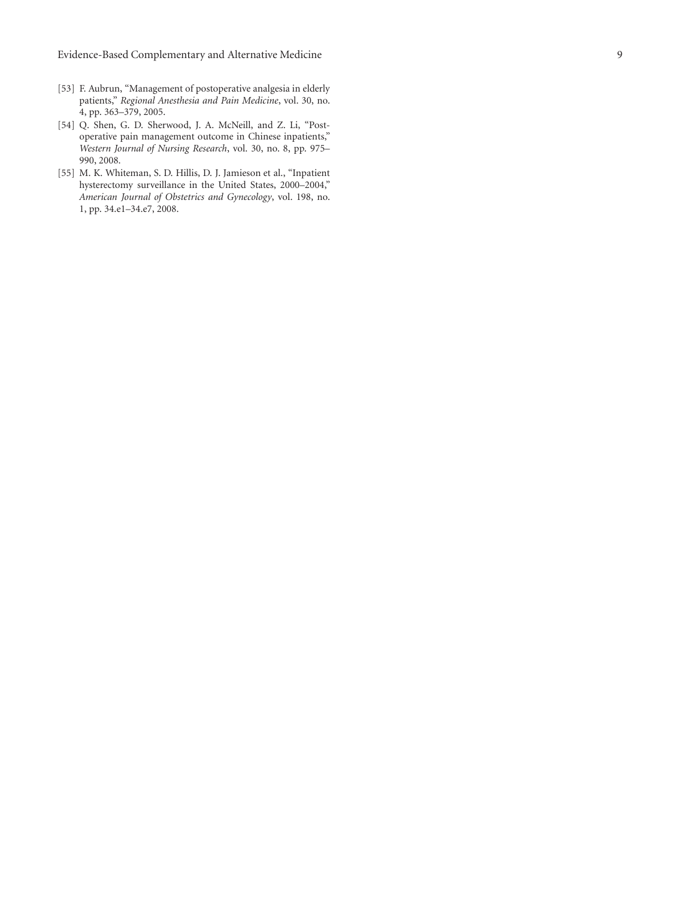[53] F. Aubrun, "Management of postoperative analgesia in elderly patients," *Regional Anesthesia and Pain Medicine*, vol. 30, no. 4, pp. 363–379, 2005.

[54] Q. Shen, G. D. Sherwood, J. A. McNeill, and Z. Li, "Postoperative pain management outcome in Chinese inpatients," *Western Journal of Nursing Research*, vol. 30, no. 8, pp. 975–990, 2008.

[55] M. K. Whiteman, S. D. Hillis, D. J. Jamieson et al., "Inpatient hysterectomy surveillance in the United States, 2000–2004," *American Journal of Obstetrics and Gynecology*, vol. 198, no. 1, pp. 34.e1–34.e7, 2008.